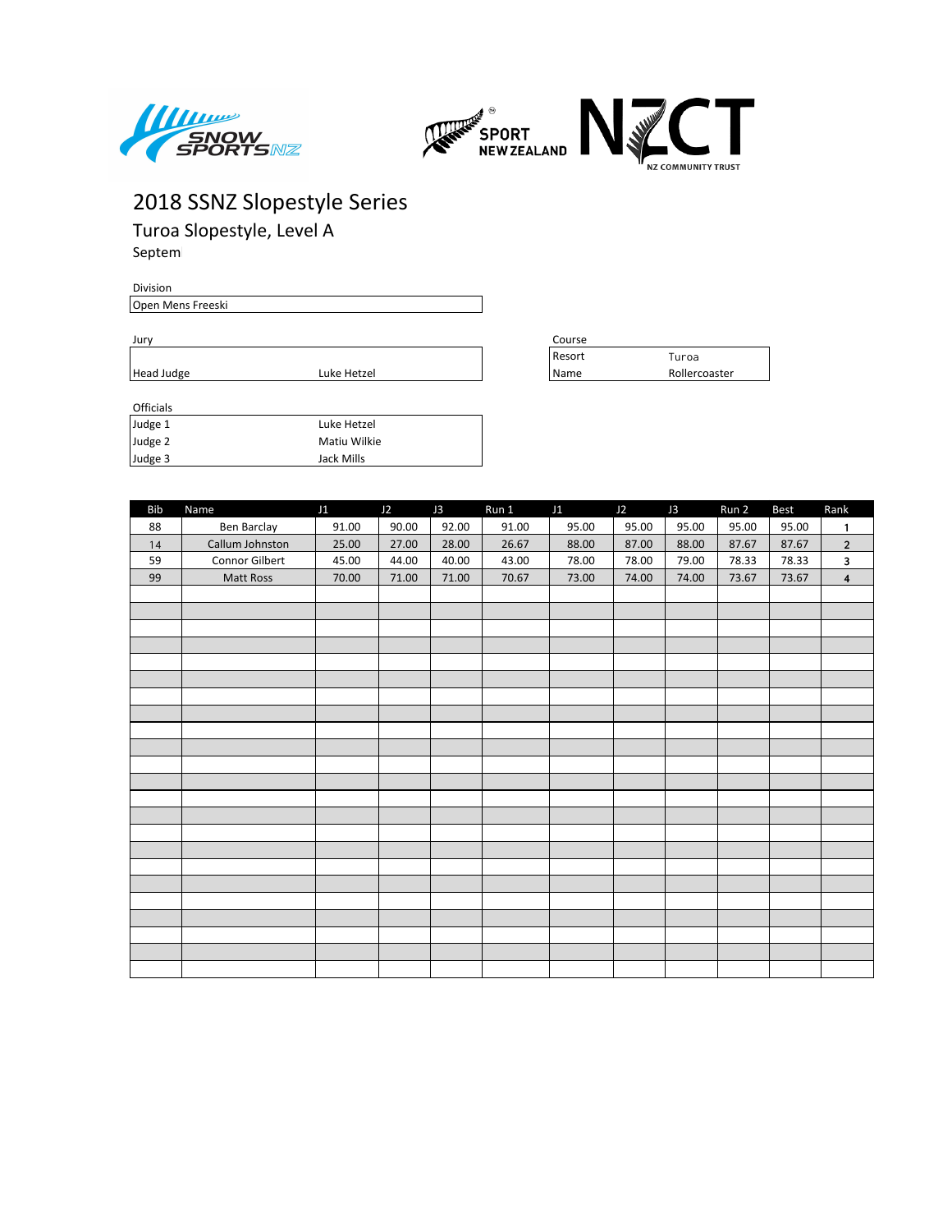# 2018 SSNZ Slopestyle Series

## Turoa Slopestyle, Level A

Septem

Division

Open Mens Freeski

Jury

| | |
|---|---|
| Head Judge | Luke Hetzel |

Course

| | |
|---|---|
| Resort | Turoa |
| Name | Rollercoaster |

Officials

| | |
|---|---|
| Judge 1 | Luke Hetzel |
| Judge 2 | Matiu Wilkie |
| Judge 3 | Jack Mills |

| Bib | Name | J1 | J2 | J3 | Run 1 | J1 | J2 | J3 | Run 2 | Best | Rank |
|---|---|---|---|---|---|---|---|---|---|---|---|
| 88 | Ben Barclay | 91.00 | 90.00 | 92.00 | 91.00 | 95.00 | 95.00 | 95.00 | 95.00 | 95.00 | 1 |
| 14 | Callum Johnston | 25.00 | 27.00 | 28.00 | 26.67 | 88.00 | 87.00 | 88.00 | 87.67 | 87.67 | 2 |
| 59 | Connor Gilbert | 45.00 | 44.00 | 40.00 | 43.00 | 78.00 | 78.00 | 79.00 | 78.33 | 78.33 | 3 |
| 99 | Matt Ross | 70.00 | 71.00 | 71.00 | 70.67 | 73.00 | 74.00 | 74.00 | 73.67 | 73.67 | 4 |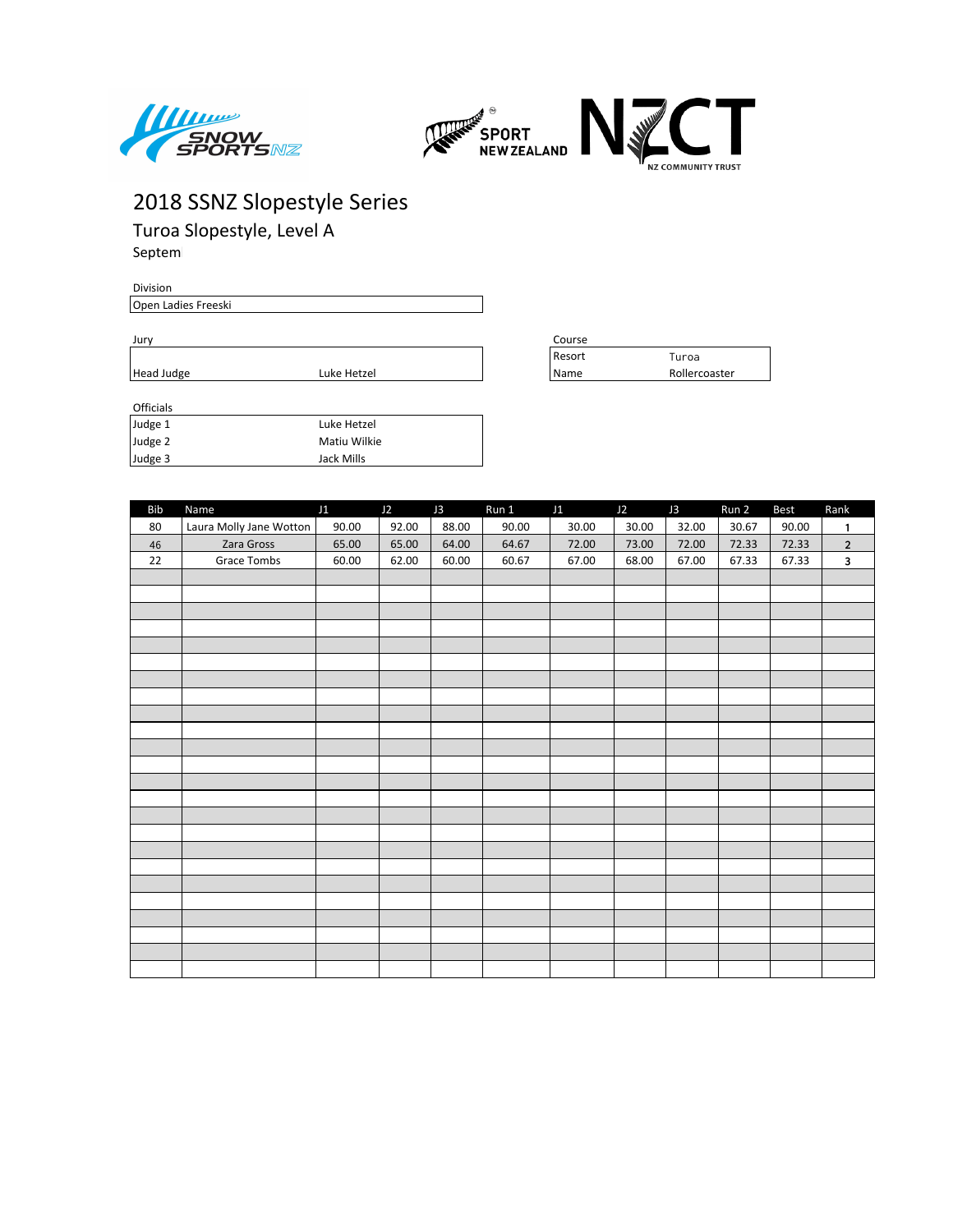# 2018 SSNZ Slopestyle Series

## Turoa Slopestyle, Level A

Septem

**Division**

Open Ladies Freeski

**Jury**

| | |
|---|---|
| Head Judge | Luke Hetzel |

**Course**

| | |
|---|---|
| Resort | Turoa |
| Name | Rollercoaster |

**Officials**

| | |
|---|---|
| Judge 1 | Luke Hetzel |
| Judge 2 | Matiu Wilkie |
| Judge 3 | Jack Mills |

| Bib | Name | J1 | J2 | J3 | Run 1 | J1 | J2 | J3 | Run 2 | Best | Rank |
|---|---|---|---|---|---|---|---|---|---|---|---|
| 80 | Laura Molly Jane Wotton | 90.00 | 92.00 | 88.00 | 90.00 | 30.00 | 30.00 | 32.00 | 30.67 | 90.00 | 1 |
| 46 | Zara Gross | 65.00 | 65.00 | 64.00 | 64.67 | 72.00 | 73.00 | 72.00 | 72.33 | 72.33 | 2 |
| 22 | Grace Tombs | 60.00 | 62.00 | 60.00 | 60.67 | 67.00 | 68.00 | 67.00 | 67.33 | 67.33 | 3 |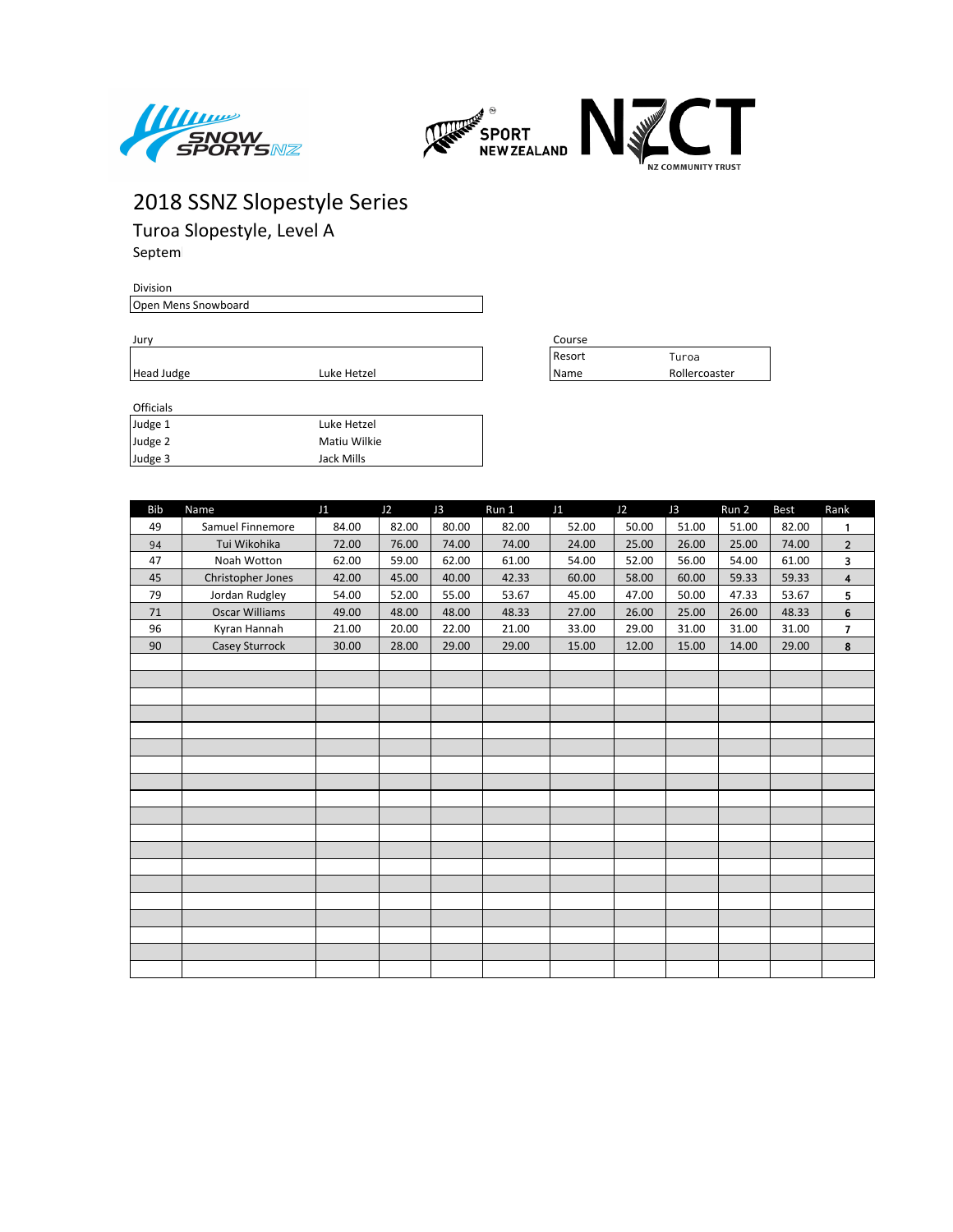# 2018 SSNZ Slopestyle Series

## Turoa Slopestyle, Level A

Septem

Division

Open Mens Snowboard

Jury

| | |
|---|---|
| Head Judge | Luke Hetzel |

Course

| | |
|---|---|
| Resort | Turoa |
| Name | Rollercoaster |

Officials

| | |
|---|---|
| Judge 1 | Luke Hetzel |
| Judge 2 | Matiu Wilkie |
| Judge 3 | Jack Mills |

| Bib | Name | J1 | J2 | J3 | Run 1 | J1 | J2 | J3 | Run 2 | Best | Rank |
|---|---|---|---|---|---|---|---|---|---|---|---|
| 49 | Samuel Finnemore | 84.00 | 82.00 | 80.00 | 82.00 | 52.00 | 50.00 | 51.00 | 51.00 | 82.00 | 1 |
| 94 | Tui Wikohika | 72.00 | 76.00 | 74.00 | 74.00 | 24.00 | 25.00 | 26.00 | 25.00 | 74.00 | 2 |
| 47 | Noah Wotton | 62.00 | 59.00 | 62.00 | 61.00 | 54.00 | 52.00 | 56.00 | 54.00 | 61.00 | 3 |
| 45 | Christopher Jones | 42.00 | 45.00 | 40.00 | 42.33 | 60.00 | 58.00 | 60.00 | 59.33 | 59.33 | 4 |
| 79 | Jordan Rudgley | 54.00 | 52.00 | 55.00 | 53.67 | 45.00 | 47.00 | 50.00 | 47.33 | 53.67 | 5 |
| 71 | Oscar Williams | 49.00 | 48.00 | 48.00 | 48.33 | 27.00 | 26.00 | 25.00 | 26.00 | 48.33 | 6 |
| 96 | Kyran Hannah | 21.00 | 20.00 | 22.00 | 21.00 | 33.00 | 29.00 | 31.00 | 31.00 | 31.00 | 7 |
| 90 | Casey Sturrock | 30.00 | 28.00 | 29.00 | 29.00 | 15.00 | 12.00 | 15.00 | 14.00 | 29.00 | 8 |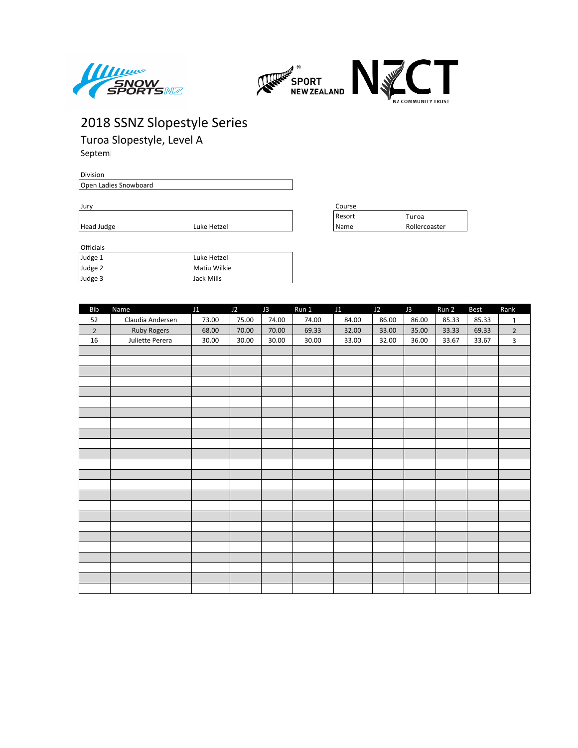# 2018 SSNZ Slopestyle Series

## Turoa Slopestyle, Level A

Septem

Division

| Open Ladies Snowboard |
|---|

Jury

| | |
|---|---|
| Head Judge | Luke Hetzel |

Course

| | |
|---|---|
| Resort | Turoa |
| Name | Rollercoaster |

Officials

| | |
|---|---|
| Judge 1 | Luke Hetzel |
| Judge 2 | Matiu Wilkie |
| Judge 3 | Jack Mills |

| Bib | Name | J1 | J2 | J3 | Run 1 | J1 | J2 | J3 | Run 2 | Best | Rank |
|---|---|---|---|---|---|---|---|---|---|---|---|
| 52 | Claudia Andersen | 73.00 | 75.00 | 74.00 | 74.00 | 84.00 | 86.00 | 86.00 | 85.33 | 85.33 | 1 |
| 2 | Ruby Rogers | 68.00 | 70.00 | 70.00 | 69.33 | 32.00 | 33.00 | 35.00 | 33.33 | 69.33 | 2 |
| 16 | Juliette Perera | 30.00 | 30.00 | 30.00 | 30.00 | 33.00 | 32.00 | 36.00 | 33.67 | 33.67 | 3 |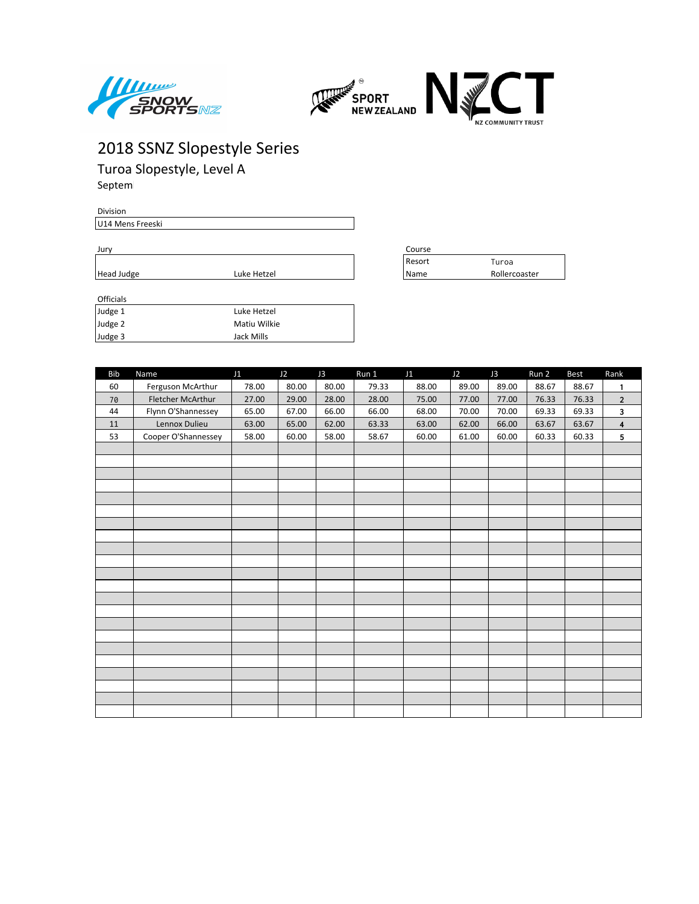# 2018 SSNZ Slopestyle Series

## Turoa Slopestyle, Level A

Septem

Division

U14 Mens Freeski

Jury

| | |
|---|---|
| Head Judge | Luke Hetzel |

Course

| | |
|---|---|
| Resort | Turoa |
| Name | Rollercoaster |

Officials

| | |
|---|---|
| Judge 1 | Luke Hetzel |
| Judge 2 | Matiu Wilkie |
| Judge 3 | Jack Mills |

| Bib | Name | J1 | J2 | J3 | Run 1 | J1 | J2 | J3 | Run 2 | Best | Rank |
|---|---|---|---|---|---|---|---|---|---|---|---|
| 60 | Ferguson McArthur | 78.00 | 80.00 | 80.00 | 79.33 | 88.00 | 89.00 | 89.00 | 88.67 | 88.67 | 1 |
| 70 | Fletcher McArthur | 27.00 | 29.00 | 28.00 | 28.00 | 75.00 | 77.00 | 77.00 | 76.33 | 76.33 | 2 |
| 44 | Flynn O'Shannessey | 65.00 | 67.00 | 66.00 | 66.00 | 68.00 | 70.00 | 70.00 | 69.33 | 69.33 | 3 |
| 11 | Lennox Dulieu | 63.00 | 65.00 | 62.00 | 63.33 | 63.00 | 62.00 | 66.00 | 63.67 | 63.67 | 4 |
| 53 | Cooper O'Shannessey | 58.00 | 60.00 | 58.00 | 58.67 | 60.00 | 61.00 | 60.00 | 60.33 | 60.33 | 5 |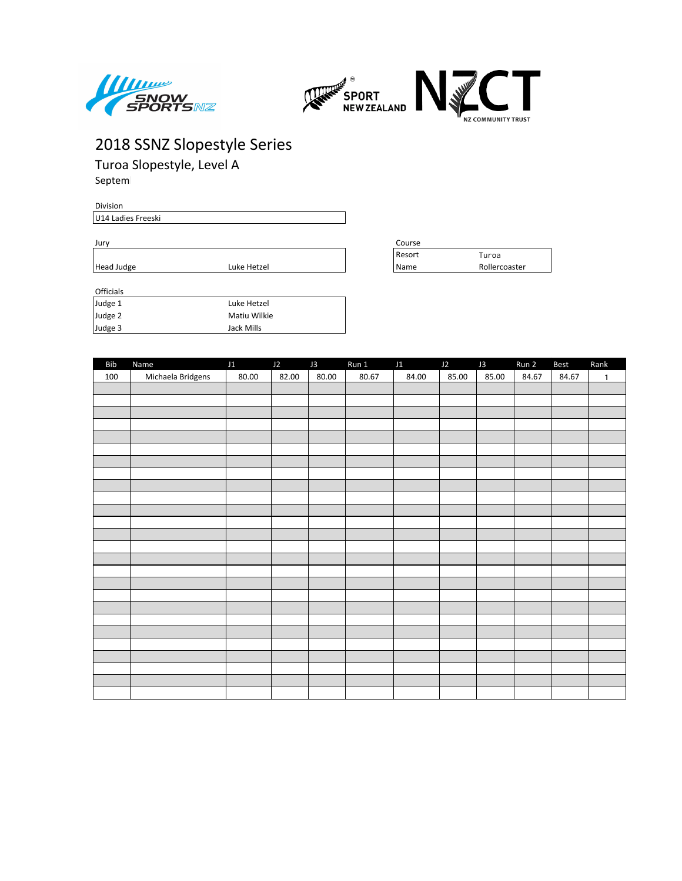# 2018 SSNZ Slopestyle Series

## Turoa Slopestyle, Level A

Septem

Division

U14 Ladies Freeski

Jury

| | |
|---|---|
| Head Judge | Luke Hetzel |

Course

| | |
|---|---|
| Resort | Turoa |
| Name | Rollercoaster |

Officials

| | |
|---|---|
| Judge 1 | Luke Hetzel |
| Judge 2 | Matiu Wilkie |
| Judge 3 | Jack Mills |

| Bib | Name | J1 | J2 | J3 | Run 1 | J1 | J2 | J3 | Run 2 | Best | Rank |
|---|---|---|---|---|---|---|---|---|---|---|---|
| 100 | Michaela Bridgens | 80.00 | 82.00 | 80.00 | 80.67 | 84.00 | 85.00 | 85.00 | 84.67 | 84.67 | 1 |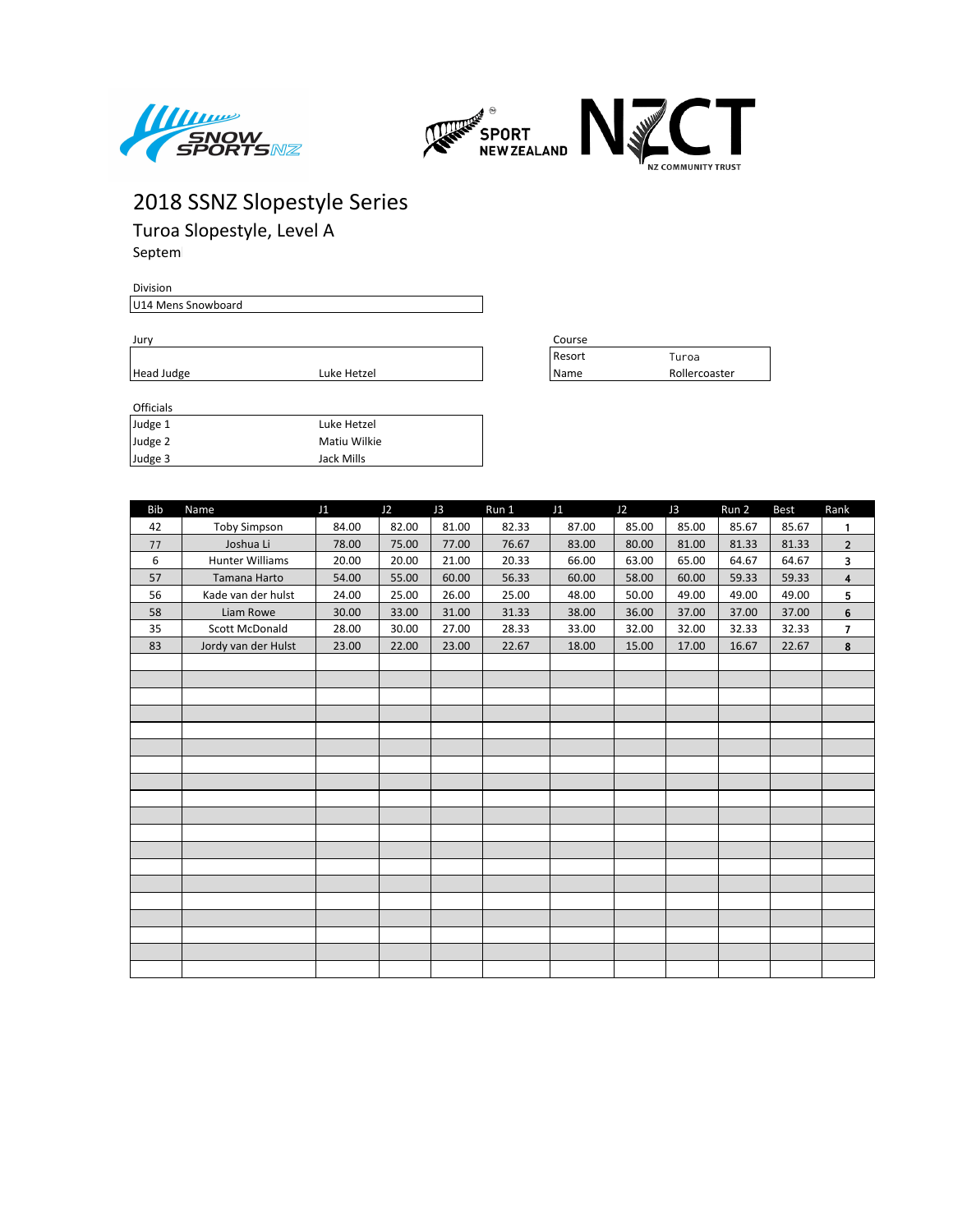# 2018 SSNZ Slopestyle Series

## Turoa Slopestyle, Level A

Septem

**Division**

U14 Mens Snowboard

**Jury**

| | |
|---|---|
| Head Judge | Luke Hetzel |

**Course**

| | |
|---|---|
| Resort | Turoa |
| Name | Rollercoaster |

**Officials**

| | |
|---|---|
| Judge 1 | Luke Hetzel |
| Judge 2 | Matiu Wilkie |
| Judge 3 | Jack Mills |

| Bib | Name | J1 | J2 | J3 | Run 1 | J1 | J2 | J3 | Run 2 | Best | Rank |
|---|---|---|---|---|---|---|---|---|---|---|---|
| 42 | Toby Simpson | 84.00 | 82.00 | 81.00 | 82.33 | 87.00 | 85.00 | 85.00 | 85.67 | 85.67 | 1 |
| 77 | Joshua Li | 78.00 | 75.00 | 77.00 | 76.67 | 83.00 | 80.00 | 81.00 | 81.33 | 81.33 | 2 |
| 6 | Hunter Williams | 20.00 | 20.00 | 21.00 | 20.33 | 66.00 | 63.00 | 65.00 | 64.67 | 64.67 | 3 |
| 57 | Tamana Harto | 54.00 | 55.00 | 60.00 | 56.33 | 60.00 | 58.00 | 60.00 | 59.33 | 59.33 | 4 |
| 56 | Kade van der hulst | 24.00 | 25.00 | 26.00 | 25.00 | 48.00 | 50.00 | 49.00 | 49.00 | 49.00 | 5 |
| 58 | Liam Rowe | 30.00 | 33.00 | 31.00 | 31.33 | 38.00 | 36.00 | 37.00 | 37.00 | 37.00 | 6 |
| 35 | Scott McDonald | 28.00 | 30.00 | 27.00 | 28.33 | 33.00 | 32.00 | 32.00 | 32.33 | 32.33 | 7 |
| 83 | Jordy van der Hulst | 23.00 | 22.00 | 23.00 | 22.67 | 18.00 | 15.00 | 17.00 | 16.67 | 22.67 | 8 |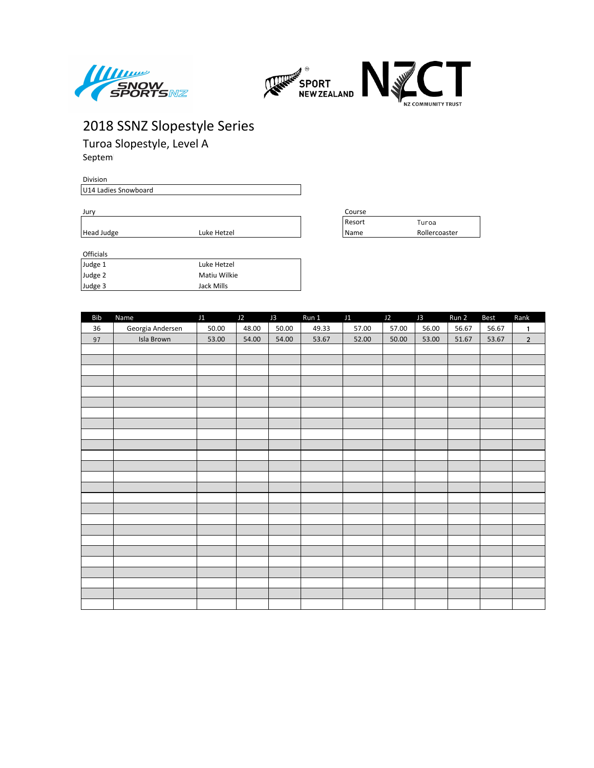# 2018 SSNZ Slopestyle Series

## Turoa Slopestyle, Level A

Septem

Division

| |
|---|
| U14 Ladies Snowboard |

Jury

| | |
|---|---|
| Head Judge | Luke Hetzel |

Course

| | |
|---|---|
| Resort | Turoa |
| Name | Rollercoaster |

Officials

| | |
|---|---|
| Judge 1 | Luke Hetzel |
| Judge 2 | Matiu Wilkie |
| Judge 3 | Jack Mills |

| Bib | Name | J1 | J2 | J3 | Run 1 | J1 | J2 | J3 | Run 2 | Best | Rank |
|---|---|---|---|---|---|---|---|---|---|---|---|
| 36 | Georgia Andersen | 50.00 | 48.00 | 50.00 | 49.33 | 57.00 | 57.00 | 56.00 | 56.67 | 56.67 | 1 |
| 97 | Isla Brown | 53.00 | 54.00 | 54.00 | 53.67 | 52.00 | 50.00 | 53.00 | 51.67 | 53.67 | 2 |